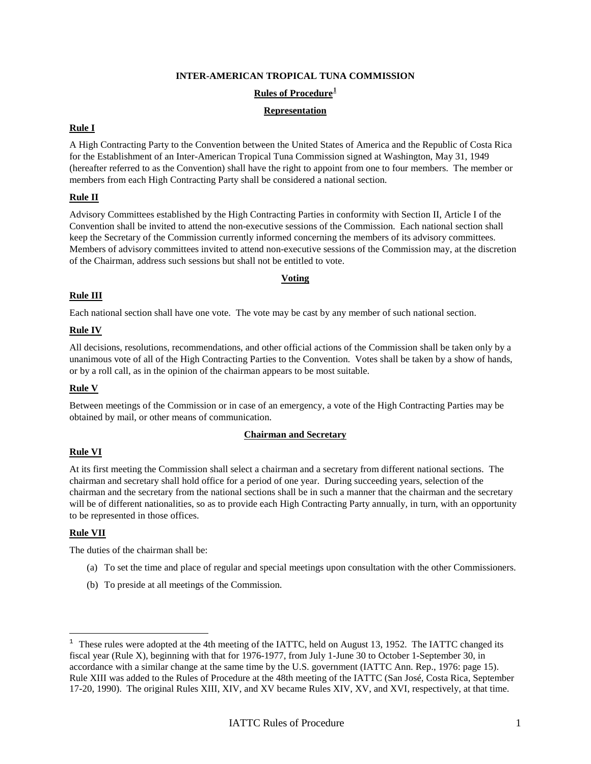# INTER-AMERICAN TROPICAL TUNA COMMISSION

## Rules of Procedure[1]

### Representation

**Rule I**

A High Contracting Party to the Convention between the United States of America and the Republic of Costa Rica for the Establishment of an Inter-American Tropical Tuna Commission signed at Washington, May 31, 1949 (hereafter referred to as the Convention) shall have the right to appoint from one to four members. The member or members from each High Contracting Party shall be considered a national section.

**Rule II**

Advisory Committees established by the High Contracting Parties in conformity with Section II, Article I of the Convention shall be invited to attend the non-executive sessions of the Commission. Each national section shall keep the Secretary of the Commission currently informed concerning the members of its advisory committees. Members of advisory committees invited to attend non-executive sessions of the Commission may, at the discretion of the Chairman, address such sessions but shall not be entitled to vote.

### Voting

**Rule III**

Each national section shall have one vote. The vote may be cast by any member of such national section.

**Rule IV**

All decisions, resolutions, recommendations, and other official actions of the Commission shall be taken only by a unanimous vote of all of the High Contracting Parties to the Convention. Votes shall be taken by a show of hands, or by a roll call, as in the opinion of the chairman appears to be most suitable.

**Rule V**

Between meetings of the Commission or in case of an emergency, a vote of the High Contracting Parties may be obtained by mail, or other means of communication.

### Chairman and Secretary

**Rule VI**

At its first meeting the Commission shall select a chairman and a secretary from different national sections. The chairman and secretary shall hold office for a period of one year. During succeeding years, selection of the chairman and the secretary from the national sections shall be in such a manner that the chairman and the secretary will be of different nationalities, so as to provide each High Contracting Party annually, in turn, with an opportunity to be represented in those offices.

**Rule VII**

The duties of the chairman shall be:

(a) To set the time and place of regular and special meetings upon consultation with the other Commissioners.

(b) To preside at all meetings of the Commission.

---

[1] These rules were adopted at the 4th meeting of the IATTC, held on August 13, 1952. The IATTC changed its fiscal year (Rule X), beginning with that for 1976-1977, from July 1-June 30 to October 1-September 30, in accordance with a similar change at the same time by the U.S. government (IATTC Ann. Rep., 1976: page 15). Rule XIII was added to the Rules of Procedure at the 48th meeting of the IATTC (San José, Costa Rica, September 17-20, 1990). The original Rules XIII, XIV, and XV became Rules XIV, XV, and XVI, respectively, at that time.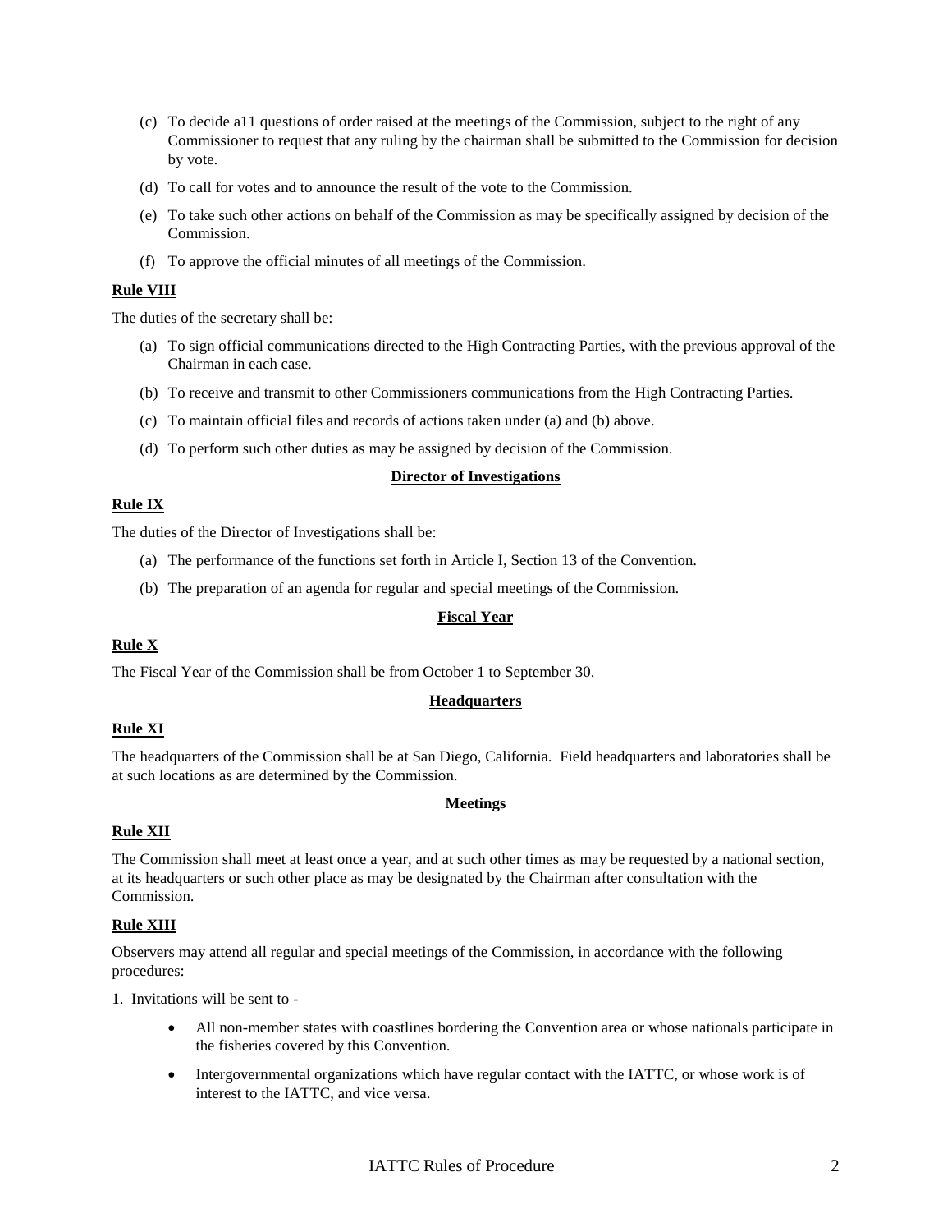(c) To decide a11 questions of order raised at the meetings of the Commission, subject to the right of any Commissioner to request that any ruling by the chairman shall be submitted to the Commission for decision by vote.

(d) To call for votes and to announce the result of the vote to the Commission.

(e) To take such other actions on behalf of the Commission as may be specifically assigned by decision of the Commission.

(f) To approve the official minutes of all meetings of the Commission.

**Rule VIII**

The duties of the secretary shall be:

(a) To sign official communications directed to the High Contracting Parties, with the previous approval of the Chairman in each case.

(b) To receive and transmit to other Commissioners communications from the High Contracting Parties.

(c) To maintain official files and records of actions taken under (a) and (b) above.

(d) To perform such other duties as may be assigned by decision of the Commission.

## Director of Investigations

**Rule IX**

The duties of the Director of Investigations shall be:

(a) The performance of the functions set forth in Article I, Section 13 of the Convention.

(b) The preparation of an agenda for regular and special meetings of the Commission.

## Fiscal Year

**Rule X**

The Fiscal Year of the Commission shall be from October 1 to September 30.

## Headquarters

**Rule XI**

The headquarters of the Commission shall be at San Diego, California. Field headquarters and laboratories shall be at such locations as are determined by the Commission.

## Meetings

**Rule XII**

The Commission shall meet at least once a year, and at such other times as may be requested by a national section, at its headquarters or such other place as may be designated by the Chairman after consultation with the Commission.

**Rule XIII**

Observers may attend all regular and special meetings of the Commission, in accordance with the following procedures:

1. Invitations will be sent to -

- All non-member states with coastlines bordering the Convention area or whose nationals participate in the fisheries covered by this Convention.
- Intergovernmental organizations which have regular contact with the IATTC, or whose work is of interest to the IATTC, and vice versa.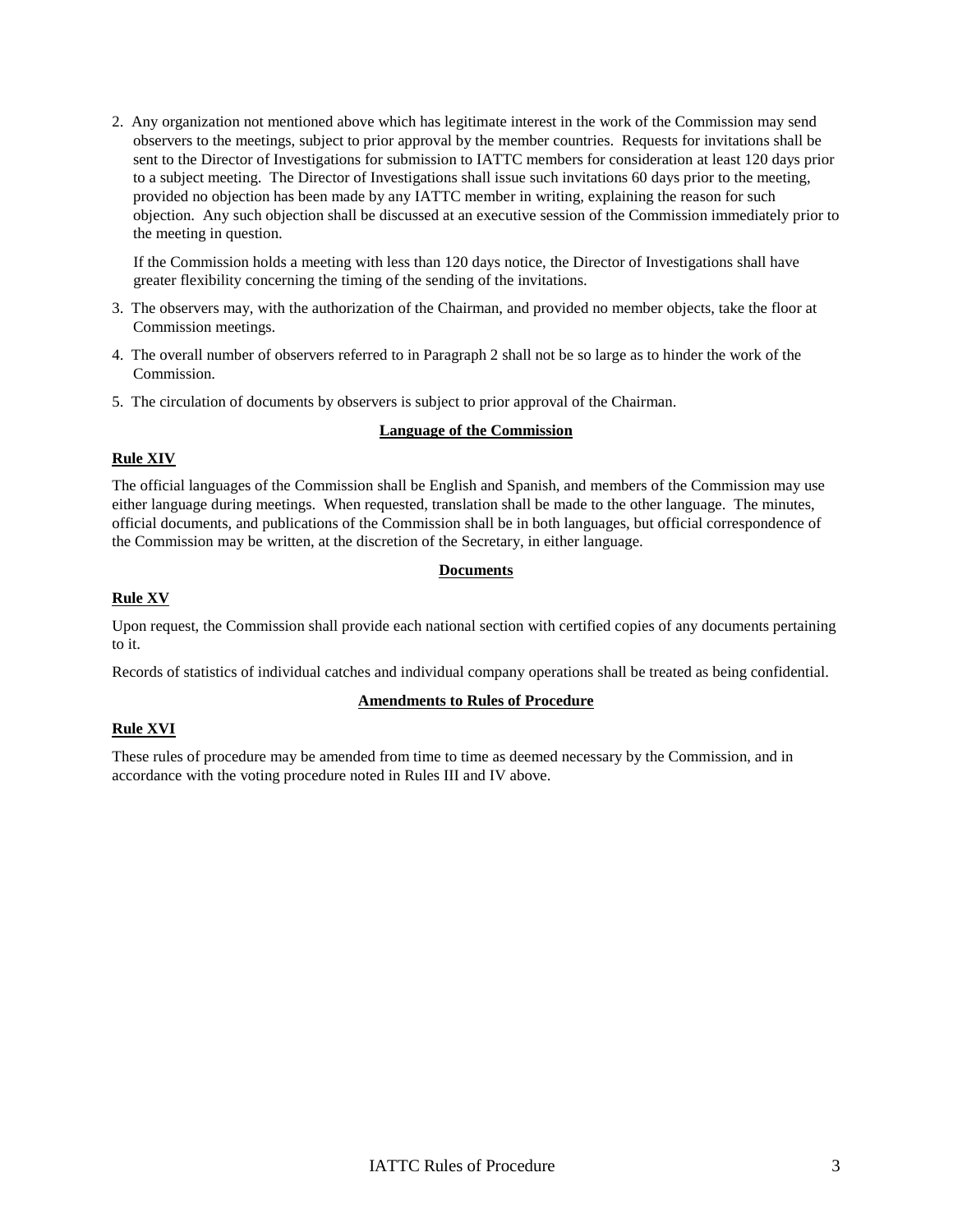2. Any organization not mentioned above which has legitimate interest in the work of the Commission may send observers to the meetings, subject to prior approval by the member countries. Requests for invitations shall be sent to the Director of Investigations for submission to IATTC members for consideration at least 120 days prior to a subject meeting. The Director of Investigations shall issue such invitations 60 days prior to the meeting, provided no objection has been made by any IATTC member in writing, explaining the reason for such objection. Any such objection shall be discussed at an executive session of the Commission immediately prior to the meeting in question.

   If the Commission holds a meeting with less than 120 days notice, the Director of Investigations shall have greater flexibility concerning the timing of the sending of the invitations.

3. The observers may, with the authorization of the Chairman, and provided no member objects, take the floor at Commission meetings.

4. The overall number of observers referred to in Paragraph 2 shall not be so large as to hinder the work of the Commission.

5. The circulation of documents by observers is subject to prior approval of the Chairman.

## Language of the Commission

### Rule XIV

The official languages of the Commission shall be English and Spanish, and members of the Commission may use either language during meetings. When requested, translation shall be made to the other language. The minutes, official documents, and publications of the Commission shall be in both languages, but official correspondence of the Commission may be written, at the discretion of the Secretary, in either language.

## Documents

### Rule XV

Upon request, the Commission shall provide each national section with certified copies of any documents pertaining to it.

Records of statistics of individual catches and individual company operations shall be treated as being confidential.

## Amendments to Rules of Procedure

### Rule XVI

These rules of procedure may be amended from time to time as deemed necessary by the Commission, and in accordance with the voting procedure noted in Rules III and IV above.